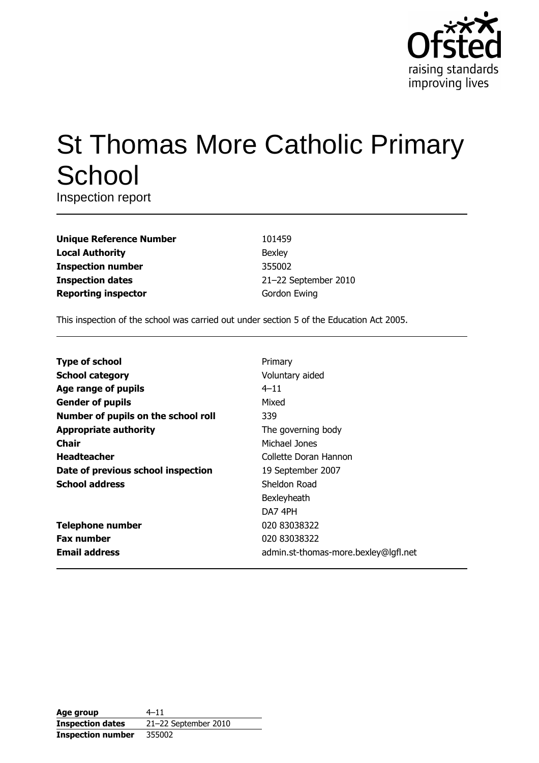# St Thomas More Catholic Primary School

Inspection report

| | |
|---|---|
| **Unique Reference Number** | 101459 |
| **Local Authority** | Bexley |
| **Inspection number** | 355002 |
| **Inspection dates** | 21–22 September 2010 |
| **Reporting inspector** | Gordon Ewing |

This inspection of the school was carried out under section 5 of the Education Act 2005.

| | |
|---|---|
| **Type of school** | Primary |
| **School category** | Voluntary aided |
| **Age range of pupils** | 4–11 |
| **Gender of pupils** | Mixed |
| **Number of pupils on the school roll** | 339 |
| **Appropriate authority** | The governing body |
| **Chair** | Michael Jones |
| **Headteacher** | Collette Doran Hannon |
| **Date of previous school inspection** | 19 September 2007 |
| **School address** | Sheldon Road<br>Bexleyheath<br>DA7 4PH |
| **Telephone number** | 020 83038322 |
| **Fax number** | 020 83038322 |
| **Email address** | admin.st-thomas-more.bexley@lgfl.net |

| | |
|---|---|
| **Age group** | 4–11 |
| **Inspection dates** | 21–22 September 2010 |
| **Inspection number** | 355002 |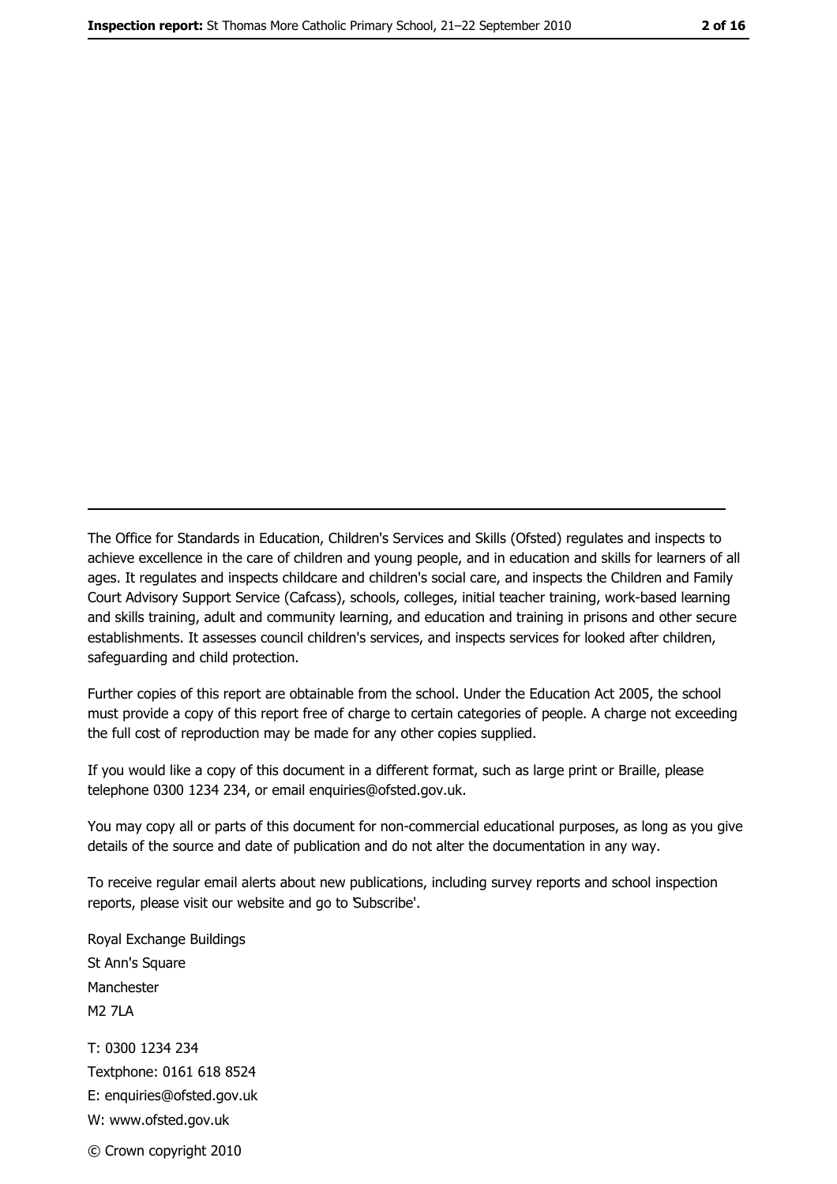The Office for Standards in Education, Children's Services and Skills (Ofsted) regulates and inspects to achieve excellence in the care of children and young people, and in education and skills for learners of all ages. It regulates and inspects childcare and children's social care, and inspects the Children and Family Court Advisory Support Service (Cafcass), schools, colleges, initial teacher training, work-based learning and skills training, adult and community learning, and education and training in prisons and other secure establishments. It assesses council children's services, and inspects services for looked after children, safeguarding and child protection.

Further copies of this report are obtainable from the school. Under the Education Act 2005, the school must provide a copy of this report free of charge to certain categories of people. A charge not exceeding the full cost of reproduction may be made for any other copies supplied.

If you would like a copy of this document in a different format, such as large print or Braille, please telephone 0300 1234 234, or email enquiries@ofsted.gov.uk.

You may copy all or parts of this document for non-commercial educational purposes, as long as you give details of the source and date of publication and do not alter the documentation in any way.

To receive regular email alerts about new publications, including survey reports and school inspection reports, please visit our website and go to 'Subscribe'.

Royal Exchange Buildings
St Ann's Square
Manchester
M2 7LA

T: 0300 1234 234
Textphone: 0161 618 8524
E: enquiries@ofsted.gov.uk
W: www.ofsted.gov.uk

© Crown copyright 2010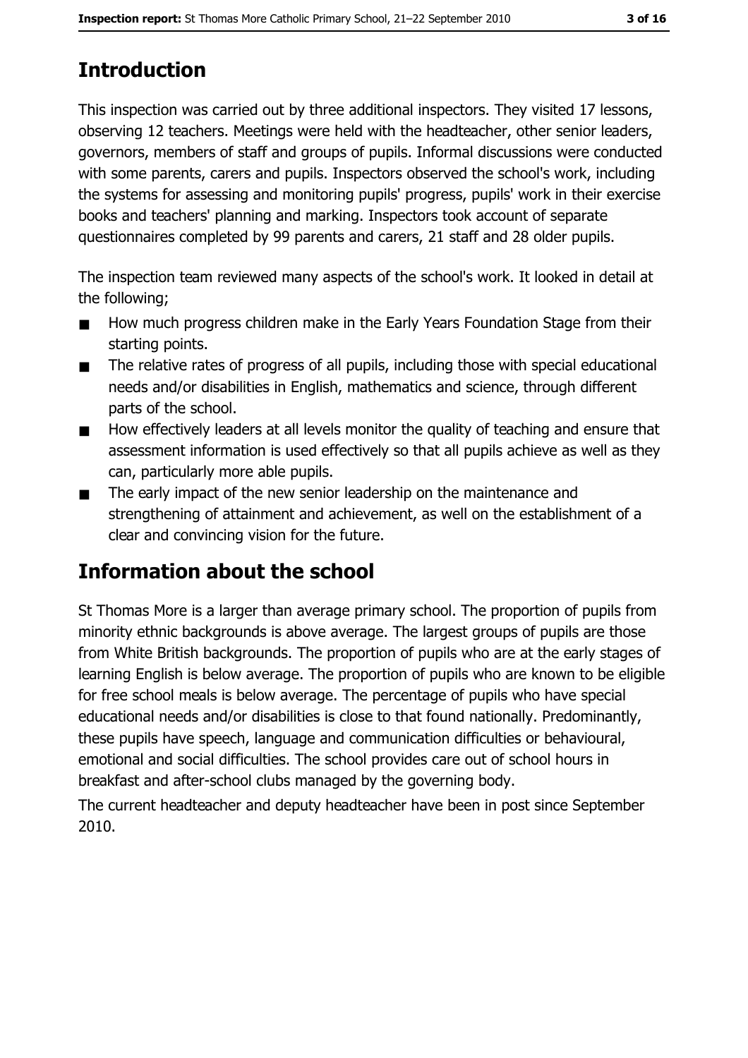# Introduction

This inspection was carried out by three additional inspectors. They visited 17 lessons, observing 12 teachers. Meetings were held with the headteacher, other senior leaders, governors, members of staff and groups of pupils. Informal discussions were conducted with some parents, carers and pupils. Inspectors observed the school's work, including the systems for assessing and monitoring pupils' progress, pupils' work in their exercise books and teachers' planning and marking. Inspectors took account of separate questionnaires completed by 99 parents and carers, 21 staff and 28 older pupils.

The inspection team reviewed many aspects of the school's work. It looked in detail at the following;

- How much progress children make in the Early Years Foundation Stage from their starting points.
- The relative rates of progress of all pupils, including those with special educational needs and/or disabilities in English, mathematics and science, through different parts of the school.
- How effectively leaders at all levels monitor the quality of teaching and ensure that assessment information is used effectively so that all pupils achieve as well as they can, particularly more able pupils.
- The early impact of the new senior leadership on the maintenance and strengthening of attainment and achievement, as well on the establishment of a clear and convincing vision for the future.

# Information about the school

St Thomas More is a larger than average primary school. The proportion of pupils from minority ethnic backgrounds is above average. The largest groups of pupils are those from White British backgrounds. The proportion of pupils who are at the early stages of learning English is below average. The proportion of pupils who are known to be eligible for free school meals is below average. The percentage of pupils who have special educational needs and/or disabilities is close to that found nationally. Predominantly, these pupils have speech, language and communication difficulties or behavioural, emotional and social difficulties. The school provides care out of school hours in breakfast and after-school clubs managed by the governing body.

The current headteacher and deputy headteacher have been in post since September 2010.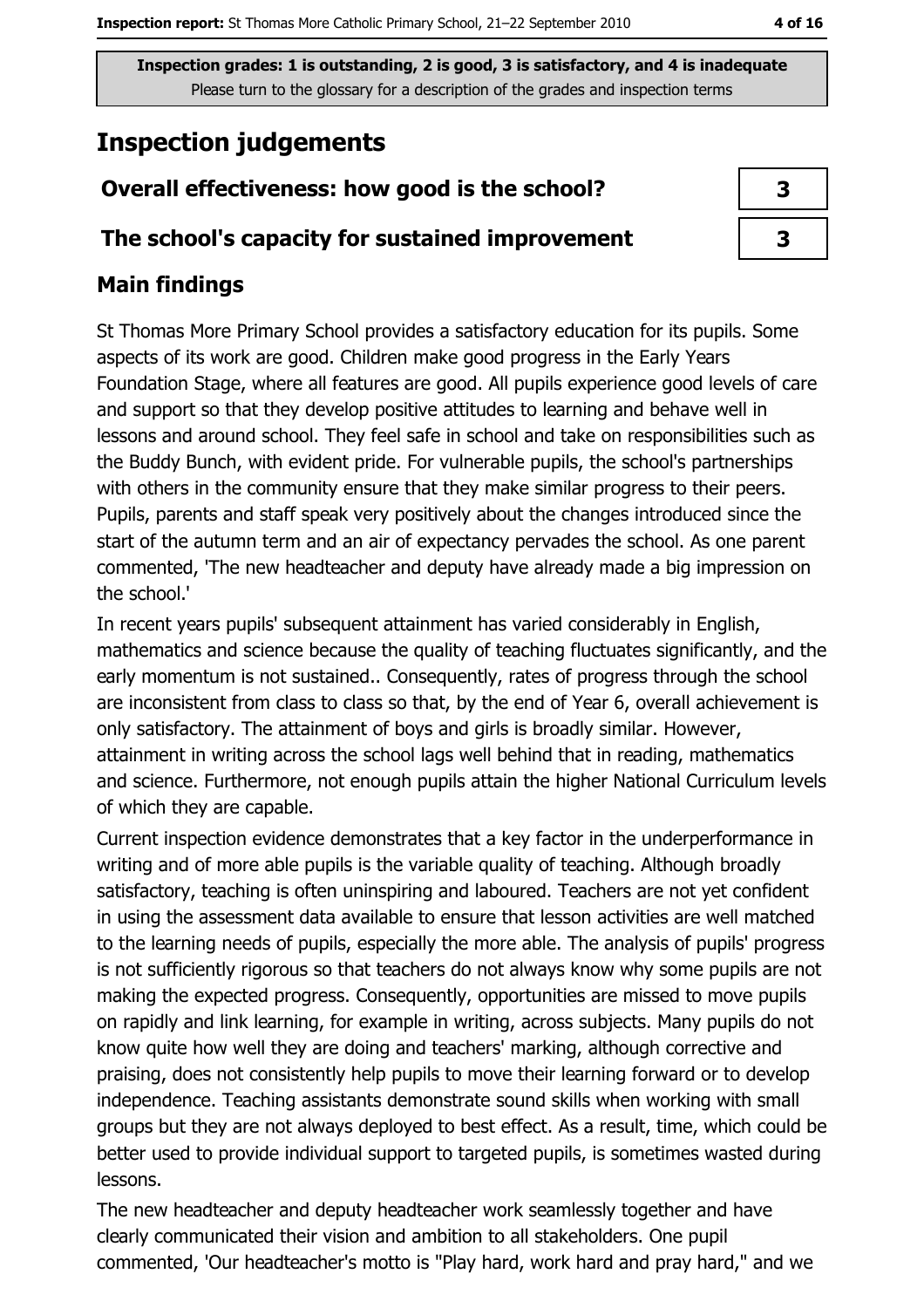**Inspection grades: 1 is outstanding, 2 is good, 3 is satisfactory, and 4 is inadequate**
Please turn to the glossary for a description of the grades and inspection terms

# Inspection judgements

| | |
|---|---|
| **Overall effectiveness: how good is the school?** | **3** |
| **The school's capacity for sustained improvement** | **3** |

## Main findings

St Thomas More Primary School provides a satisfactory education for its pupils. Some aspects of its work are good. Children make good progress in the Early Years Foundation Stage, where all features are good. All pupils experience good levels of care and support so that they develop positive attitudes to learning and behave well in lessons and around school. They feel safe in school and take on responsibilities such as the Buddy Bunch, with evident pride. For vulnerable pupils, the school's partnerships with others in the community ensure that they make similar progress to their peers. Pupils, parents and staff speak very positively about the changes introduced since the start of the autumn term and an air of expectancy pervades the school. As one parent commented, 'The new headteacher and deputy have already made a big impression on the school.'

In recent years pupils' subsequent attainment has varied considerably in English, mathematics and science because the quality of teaching fluctuates significantly, and the early momentum is not sustained.. Consequently, rates of progress through the school are inconsistent from class to class so that, by the end of Year 6, overall achievement is only satisfactory. The attainment of boys and girls is broadly similar. However, attainment in writing across the school lags well behind that in reading, mathematics and science. Furthermore, not enough pupils attain the higher National Curriculum levels of which they are capable.

Current inspection evidence demonstrates that a key factor in the underperformance in writing and of more able pupils is the variable quality of teaching. Although broadly satisfactory, teaching is often uninspiring and laboured. Teachers are not yet confident in using the assessment data available to ensure that lesson activities are well matched to the learning needs of pupils, especially the more able. The analysis of pupils' progress is not sufficiently rigorous so that teachers do not always know why some pupils are not making the expected progress. Consequently, opportunities are missed to move pupils on rapidly and link learning, for example in writing, across subjects. Many pupils do not know quite how well they are doing and teachers' marking, although corrective and praising, does not consistently help pupils to move their learning forward or to develop independence. Teaching assistants demonstrate sound skills when working with small groups but they are not always deployed to best effect. As a result, time, which could be better used to provide individual support to targeted pupils, is sometimes wasted during lessons.

The new headteacher and deputy headteacher work seamlessly together and have clearly communicated their vision and ambition to all stakeholders. One pupil commented, 'Our headteacher's motto is "Play hard, work hard and pray hard," and we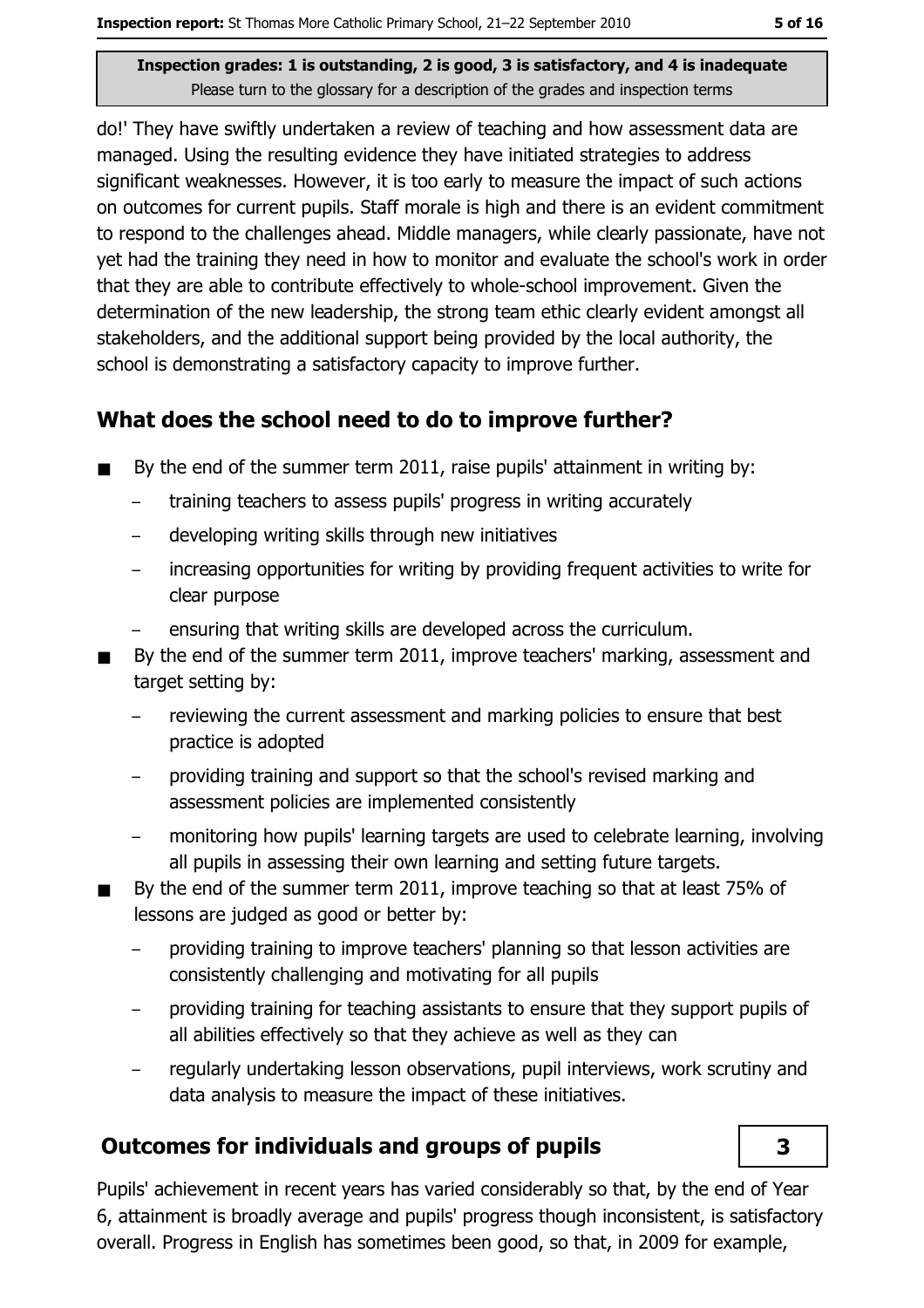do!' They have swiftly undertaken a review of teaching and how assessment data are managed. Using the resulting evidence they have initiated strategies to address significant weaknesses. However, it is too early to measure the impact of such actions on outcomes for current pupils. Staff morale is high and there is an evident commitment to respond to the challenges ahead. Middle managers, while clearly passionate, have not yet had the training they need in how to monitor and evaluate the school's work in order that they are able to contribute effectively to whole-school improvement. Given the determination of the new leadership, the strong team ethic clearly evident amongst all stakeholders, and the additional support being provided by the local authority, the school is demonstrating a satisfactory capacity to improve further.

## What does the school need to do to improve further?

- By the end of the summer term 2011, raise pupils' attainment in writing by:
  - training teachers to assess pupils' progress in writing accurately
  - developing writing skills through new initiatives
  - increasing opportunities for writing by providing frequent activities to write for clear purpose
  - ensuring that writing skills are developed across the curriculum.
- By the end of the summer term 2011, improve teachers' marking, assessment and target setting by:
  - reviewing the current assessment and marking policies to ensure that best practice is adopted
  - providing training and support so that the school's revised marking and assessment policies are implemented consistently
  - monitoring how pupils' learning targets are used to celebrate learning, involving all pupils in assessing their own learning and setting future targets.
- By the end of the summer term 2011, improve teaching so that at least 75% of lessons are judged as good or better by:
  - providing training to improve teachers' planning so that lesson activities are consistently challenging and motivating for all pupils
  - providing training for teaching assistants to ensure that they support pupils of all abilities effectively so that they achieve as well as they can
  - regularly undertaking lesson observations, pupil interviews, work scrutiny and data analysis to measure the impact of these initiatives.

## Outcomes for individuals and groups of pupils — 3

Pupils' achievement in recent years has varied considerably so that, by the end of Year 6, attainment is broadly average and pupils' progress though inconsistent, is satisfactory overall. Progress in English has sometimes been good, so that, in 2009 for example,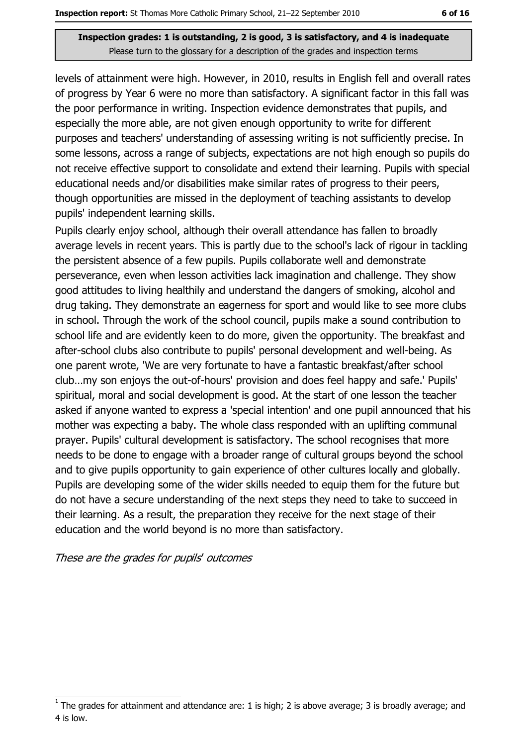levels of attainment were high. However, in 2010, results in English fell and overall rates of progress by Year 6 were no more than satisfactory. A significant factor in this fall was the poor performance in writing. Inspection evidence demonstrates that pupils, and especially the more able, are not given enough opportunity to write for different purposes and teachers' understanding of assessing writing is not sufficiently precise. In some lessons, across a range of subjects, expectations are not high enough so pupils do not receive effective support to consolidate and extend their learning. Pupils with special educational needs and/or disabilities make similar rates of progress to their peers, though opportunities are missed in the deployment of teaching assistants to develop pupils' independent learning skills.

Pupils clearly enjoy school, although their overall attendance has fallen to broadly average levels in recent years. This is partly due to the school's lack of rigour in tackling the persistent absence of a few pupils. Pupils collaborate well and demonstrate perseverance, even when lesson activities lack imagination and challenge. They show good attitudes to living healthily and understand the dangers of smoking, alcohol and drug taking. They demonstrate an eagerness for sport and would like to see more clubs in school. Through the work of the school council, pupils make a sound contribution to school life and are evidently keen to do more, given the opportunity. The breakfast and after-school clubs also contribute to pupils' personal development and well-being. As one parent wrote, 'We are very fortunate to have a fantastic breakfast/after school club…my son enjoys the out-of-hours' provision and does feel happy and safe.' Pupils' spiritual, moral and social development is good. At the start of one lesson the teacher asked if anyone wanted to express a 'special intention' and one pupil announced that his mother was expecting a baby. The whole class responded with an uplifting communal prayer. Pupils' cultural development is satisfactory. The school recognises that more needs to be done to engage with a broader range of cultural groups beyond the school and to give pupils opportunity to gain experience of other cultures locally and globally. Pupils are developing some of the wider skills needed to equip them for the future but do not have a secure understanding of the next steps they need to take to succeed in their learning. As a result, the preparation they receive for the next stage of their education and the world beyond is no more than satisfactory.

*These are the grades for pupils' outcomes*

[1] The grades for attainment and attendance are: 1 is high; 2 is above average; 3 is broadly average; and 4 is low.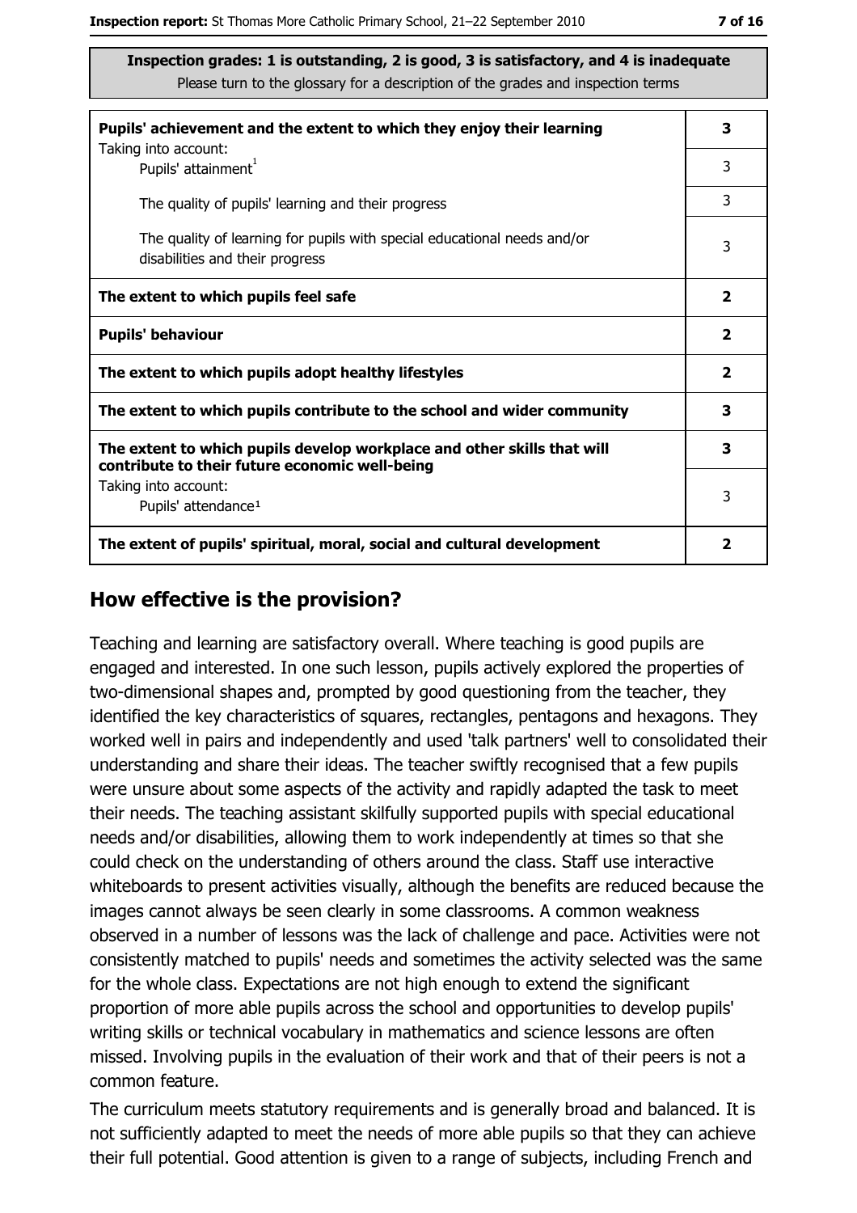**Inspection grades: 1 is outstanding, 2 is good, 3 is satisfactory, and 4 is inadequate**
Please turn to the glossary for a description of the grades and inspection terms

| | |
|---|---|
| **Pupils' achievement and the extent to which they enjoy their learning** | **3** |
| Taking into account: Pupils' attainment[1] | 3 |
| The quality of pupils' learning and their progress | 3 |
| The quality of learning for pupils with special educational needs and/or disabilities and their progress | 3 |
| **The extent to which pupils feel safe** | **2** |
| **Pupils' behaviour** | **2** |
| **The extent to which pupils adopt healthy lifestyles** | **2** |
| **The extent to which pupils contribute to the school and wider community** | **3** |
| **The extent to which pupils develop workplace and other skills that will contribute to their future economic well-being** | **3** |
| Taking into account: Pupils' attendance[1] | 3 |
| **The extent of pupils' spiritual, moral, social and cultural development** | **2** |

## How effective is the provision?

Teaching and learning are satisfactory overall. Where teaching is good pupils are engaged and interested. In one such lesson, pupils actively explored the properties of two-dimensional shapes and, prompted by good questioning from the teacher, they identified the key characteristics of squares, rectangles, pentagons and hexagons. They worked well in pairs and independently and used 'talk partners' well to consolidated their understanding and share their ideas. The teacher swiftly recognised that a few pupils were unsure about some aspects of the activity and rapidly adapted the task to meet their needs. The teaching assistant skilfully supported pupils with special educational needs and/or disabilities, allowing them to work independently at times so that she could check on the understanding of others around the class. Staff use interactive whiteboards to present activities visually, although the benefits are reduced because the images cannot always be seen clearly in some classrooms. A common weakness observed in a number of lessons was the lack of challenge and pace. Activities were not consistently matched to pupils' needs and sometimes the activity selected was the same for the whole class. Expectations are not high enough to extend the significant proportion of more able pupils across the school and opportunities to develop pupils' writing skills or technical vocabulary in mathematics and science lessons are often missed. Involving pupils in the evaluation of their work and that of their peers is not a common feature.

The curriculum meets statutory requirements and is generally broad and balanced. It is not sufficiently adapted to meet the needs of more able pupils so that they can achieve their full potential. Good attention is given to a range of subjects, including French and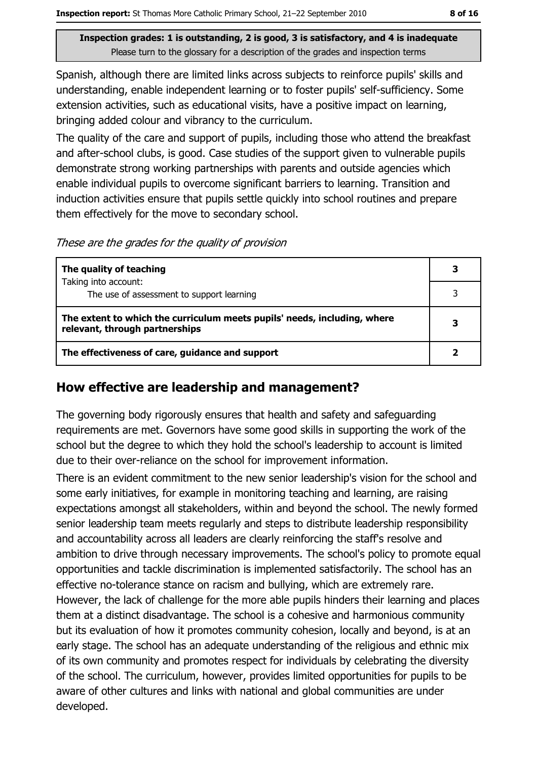Inspection grades: 1 is outstanding, 2 is good, 3 is satisfactory, and 4 is inadequate
Please turn to the glossary for a description of the grades and inspection terms

Spanish, although there are limited links across subjects to reinforce pupils' skills and understanding, enable independent learning or to foster pupils' self-sufficiency. Some extension activities, such as educational visits, have a positive impact on learning, bringing added colour and vibrancy to the curriculum.

The quality of the care and support of pupils, including those who attend the breakfast and after-school clubs, is good. Case studies of the support given to vulnerable pupils demonstrate strong working partnerships with parents and outside agencies which enable individual pupils to overcome significant barriers to learning. Transition and induction activities ensure that pupils settle quickly into school routines and prepare them effectively for the move to secondary school.

*These are the grades for the quality of provision*

| | |
|---|---|
| **The quality of teaching**<br>Taking into account:<br>The use of assessment to support learning | **3**<br>3 |
| **The extent to which the curriculum meets pupils' needs, including, where relevant, through partnerships** | **3** |
| **The effectiveness of care, guidance and support** | **2** |

## How effective are leadership and management?

The governing body rigorously ensures that health and safety and safeguarding requirements are met. Governors have some good skills in supporting the work of the school but the degree to which they hold the school's leadership to account is limited due to their over-reliance on the school for improvement information.

There is an evident commitment to the new senior leadership's vision for the school and some early initiatives, for example in monitoring teaching and learning, are raising expectations amongst all stakeholders, within and beyond the school. The newly formed senior leadership team meets regularly and steps to distribute leadership responsibility and accountability across all leaders are clearly reinforcing the staff's resolve and ambition to drive through necessary improvements. The school's policy to promote equal opportunities and tackle discrimination is implemented satisfactorily. The school has an effective no-tolerance stance on racism and bullying, which are extremely rare. However, the lack of challenge for the more able pupils hinders their learning and places them at a distinct disadvantage. The school is a cohesive and harmonious community but its evaluation of how it promotes community cohesion, locally and beyond, is at an early stage. The school has an adequate understanding of the religious and ethnic mix of its own community and promotes respect for individuals by celebrating the diversity of the school. The curriculum, however, provides limited opportunities for pupils to be aware of other cultures and links with national and global communities are under developed.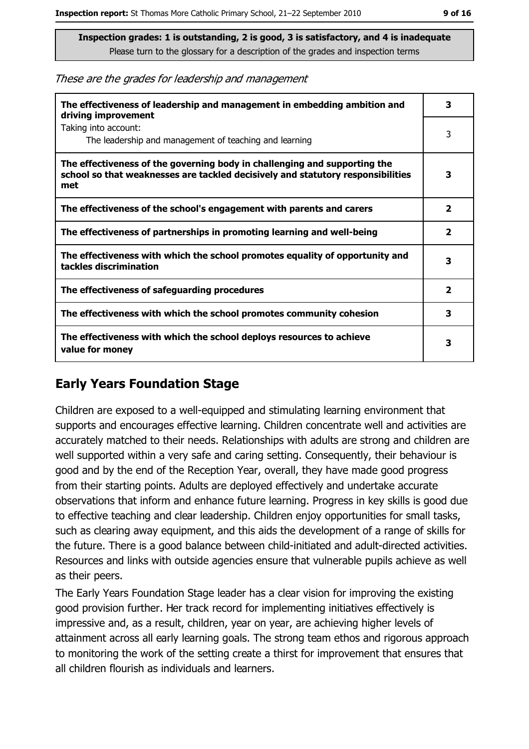**Inspection grades: 1 is outstanding, 2 is good, 3 is satisfactory, and 4 is inadequate**
Please turn to the glossary for a description of the grades and inspection terms

*These are the grades for leadership and management*

| | |
|---|---|
| **The effectiveness of leadership and management in embedding ambition and driving improvement** | **3** |
| Taking into account: The leadership and management of teaching and learning | 3 |
| **The effectiveness of the governing body in challenging and supporting the school so that weaknesses are tackled decisively and statutory responsibilities met** | **3** |
| **The effectiveness of the school's engagement with parents and carers** | **2** |
| **The effectiveness of partnerships in promoting learning and well-being** | **2** |
| **The effectiveness with which the school promotes equality of opportunity and tackles discrimination** | **3** |
| **The effectiveness of safeguarding procedures** | **2** |
| **The effectiveness with which the school promotes community cohesion** | **3** |
| **The effectiveness with which the school deploys resources to achieve value for money** | **3** |

## Early Years Foundation Stage

Children are exposed to a well-equipped and stimulating learning environment that supports and encourages effective learning. Children concentrate well and activities are accurately matched to their needs. Relationships with adults are strong and children are well supported within a very safe and caring setting. Consequently, their behaviour is good and by the end of the Reception Year, overall, they have made good progress from their starting points. Adults are deployed effectively and undertake accurate observations that inform and enhance future learning. Progress in key skills is good due to effective teaching and clear leadership. Children enjoy opportunities for small tasks, such as clearing away equipment, and this aids the development of a range of skills for the future. There is a good balance between child-initiated and adult-directed activities. Resources and links with outside agencies ensure that vulnerable pupils achieve as well as their peers.

The Early Years Foundation Stage leader has a clear vision for improving the existing good provision further. Her track record for implementing initiatives effectively is impressive and, as a result, children, year on year, are achieving higher levels of attainment across all early learning goals. The strong team ethos and rigorous approach to monitoring the work of the setting create a thirst for improvement that ensures that all children flourish as individuals and learners.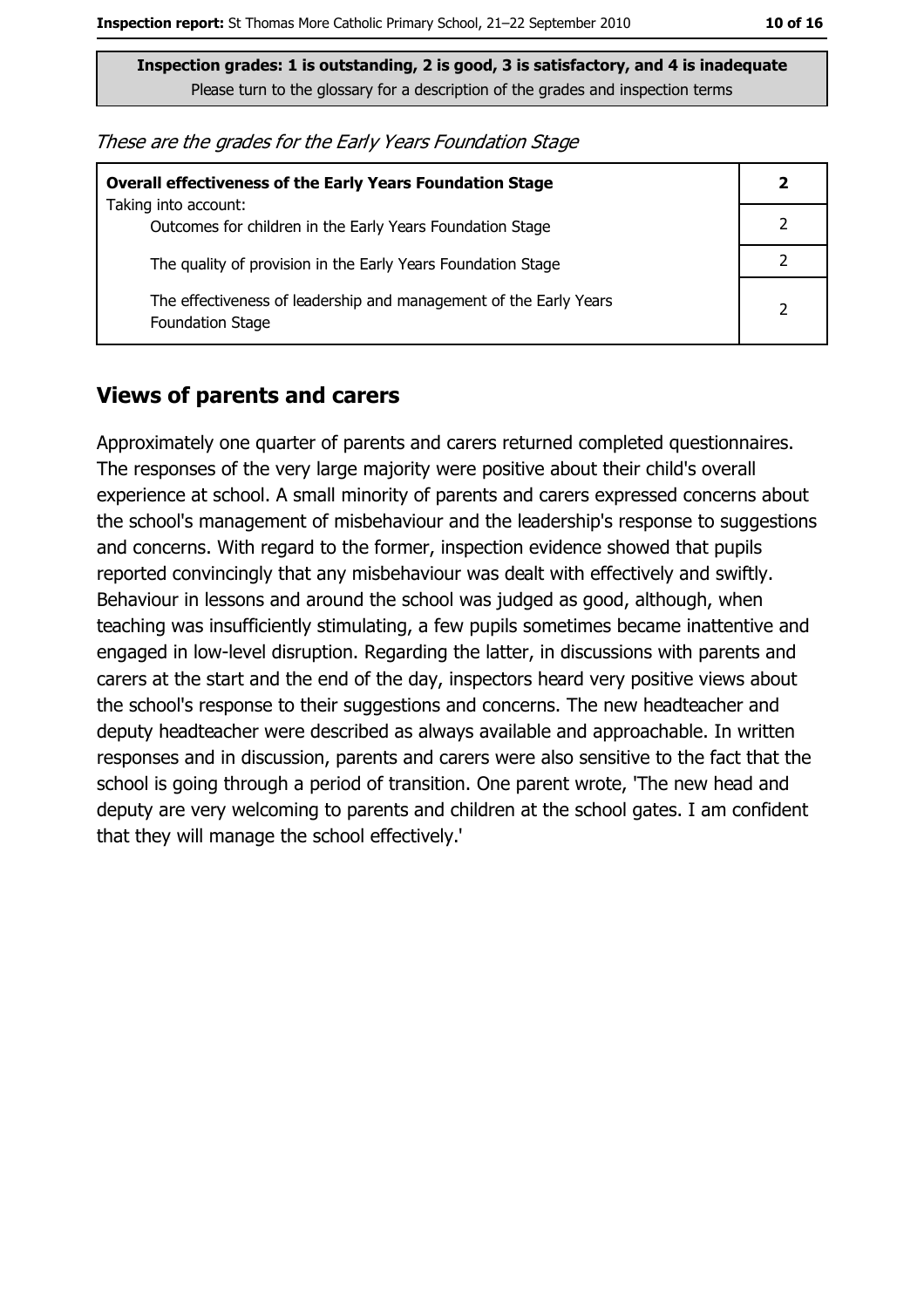**Inspection grades: 1 is outstanding, 2 is good, 3 is satisfactory, and 4 is inadequate**
Please turn to the glossary for a description of the grades and inspection terms

*These are the grades for the Early Years Foundation Stage*

| **Overall effectiveness of the Early Years Foundation Stage** | **2** |
|---|---|
| Taking into account: Outcomes for children in the Early Years Foundation Stage | 2 |
| The quality of provision in the Early Years Foundation Stage | 2 |
| The effectiveness of leadership and management of the Early Years Foundation Stage | 2 |

## Views of parents and carers

Approximately one quarter of parents and carers returned completed questionnaires. The responses of the very large majority were positive about their child's overall experience at school. A small minority of parents and carers expressed concerns about the school's management of misbehaviour and the leadership's response to suggestions and concerns. With regard to the former, inspection evidence showed that pupils reported convincingly that any misbehaviour was dealt with effectively and swiftly. Behaviour in lessons and around the school was judged as good, although, when teaching was insufficiently stimulating, a few pupils sometimes became inattentive and engaged in low-level disruption. Regarding the latter, in discussions with parents and carers at the start and the end of the day, inspectors heard very positive views about the school's response to their suggestions and concerns. The new headteacher and deputy headteacher were described as always available and approachable. In written responses and in discussion, parents and carers were also sensitive to the fact that the school is going through a period of transition. One parent wrote, 'The new head and deputy are very welcoming to parents and children at the school gates. I am confident that they will manage the school effectively.'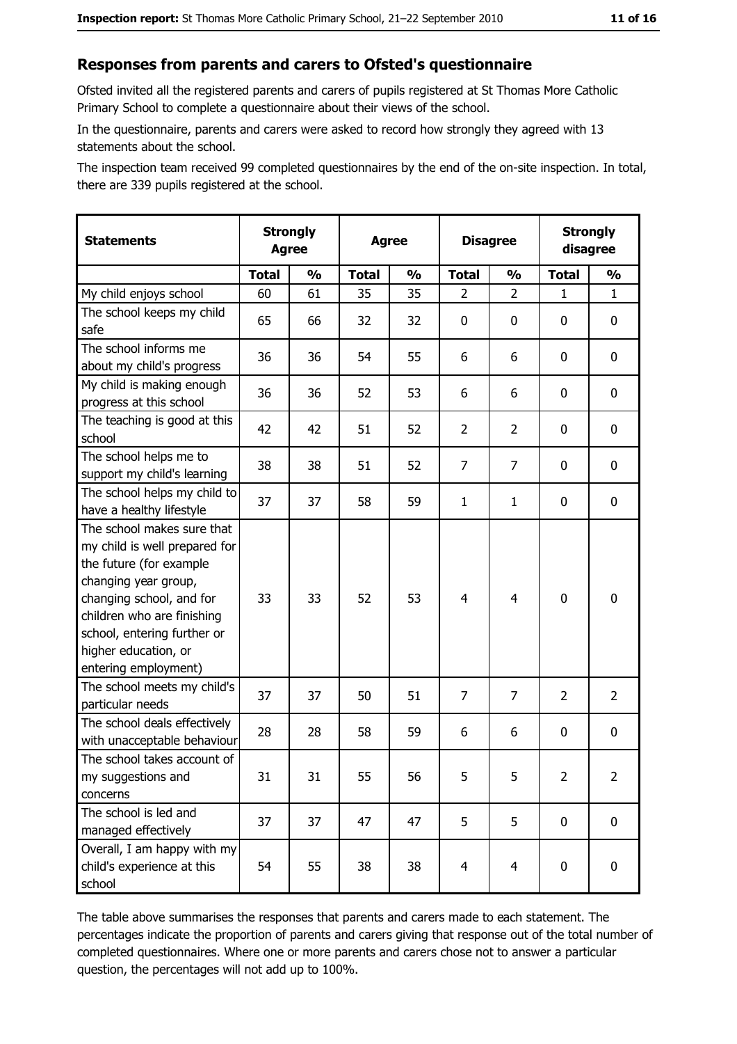## Responses from parents and carers to Ofsted's questionnaire

Ofsted invited all the registered parents and carers of pupils registered at St Thomas More Catholic Primary School to complete a questionnaire about their views of the school.

In the questionnaire, parents and carers were asked to record how strongly they agreed with 13 statements about the school.

The inspection team received 99 completed questionnaires by the end of the on-site inspection. In total, there are 339 pupils registered at the school.

| Statements | Strongly Agree | | Agree | | Disagree | | Strongly disagree | |
|---|---|---|---|---|---|---|---|---|
| | Total | % | Total | % | Total | % | Total | % |
| My child enjoys school | 60 | 61 | 35 | 35 | 2 | 2 | 1 | 1 |
| The school keeps my child safe | 65 | 66 | 32 | 32 | 0 | 0 | 0 | 0 |
| The school informs me about my child's progress | 36 | 36 | 54 | 55 | 6 | 6 | 0 | 0 |
| My child is making enough progress at this school | 36 | 36 | 52 | 53 | 6 | 6 | 0 | 0 |
| The teaching is good at this school | 42 | 42 | 51 | 52 | 2 | 2 | 0 | 0 |
| The school helps me to support my child's learning | 38 | 38 | 51 | 52 | 7 | 7 | 0 | 0 |
| The school helps my child to have a healthy lifestyle | 37 | 37 | 58 | 59 | 1 | 1 | 0 | 0 |
| The school makes sure that my child is well prepared for the future (for example changing year group, changing school, and for children who are finishing school, entering further or higher education, or entering employment) | 33 | 33 | 52 | 53 | 4 | 4 | 0 | 0 |
| The school meets my child's particular needs | 37 | 37 | 50 | 51 | 7 | 7 | 2 | 2 |
| The school deals effectively with unacceptable behaviour | 28 | 28 | 58 | 59 | 6 | 6 | 0 | 0 |
| The school takes account of my suggestions and concerns | 31 | 31 | 55 | 56 | 5 | 5 | 2 | 2 |
| The school is led and managed effectively | 37 | 37 | 47 | 47 | 5 | 5 | 0 | 0 |
| Overall, I am happy with my child's experience at this school | 54 | 55 | 38 | 38 | 4 | 4 | 0 | 0 |

The table above summarises the responses that parents and carers made to each statement. The percentages indicate the proportion of parents and carers giving that response out of the total number of completed questionnaires. Where one or more parents and carers chose not to answer a particular question, the percentages will not add up to 100%.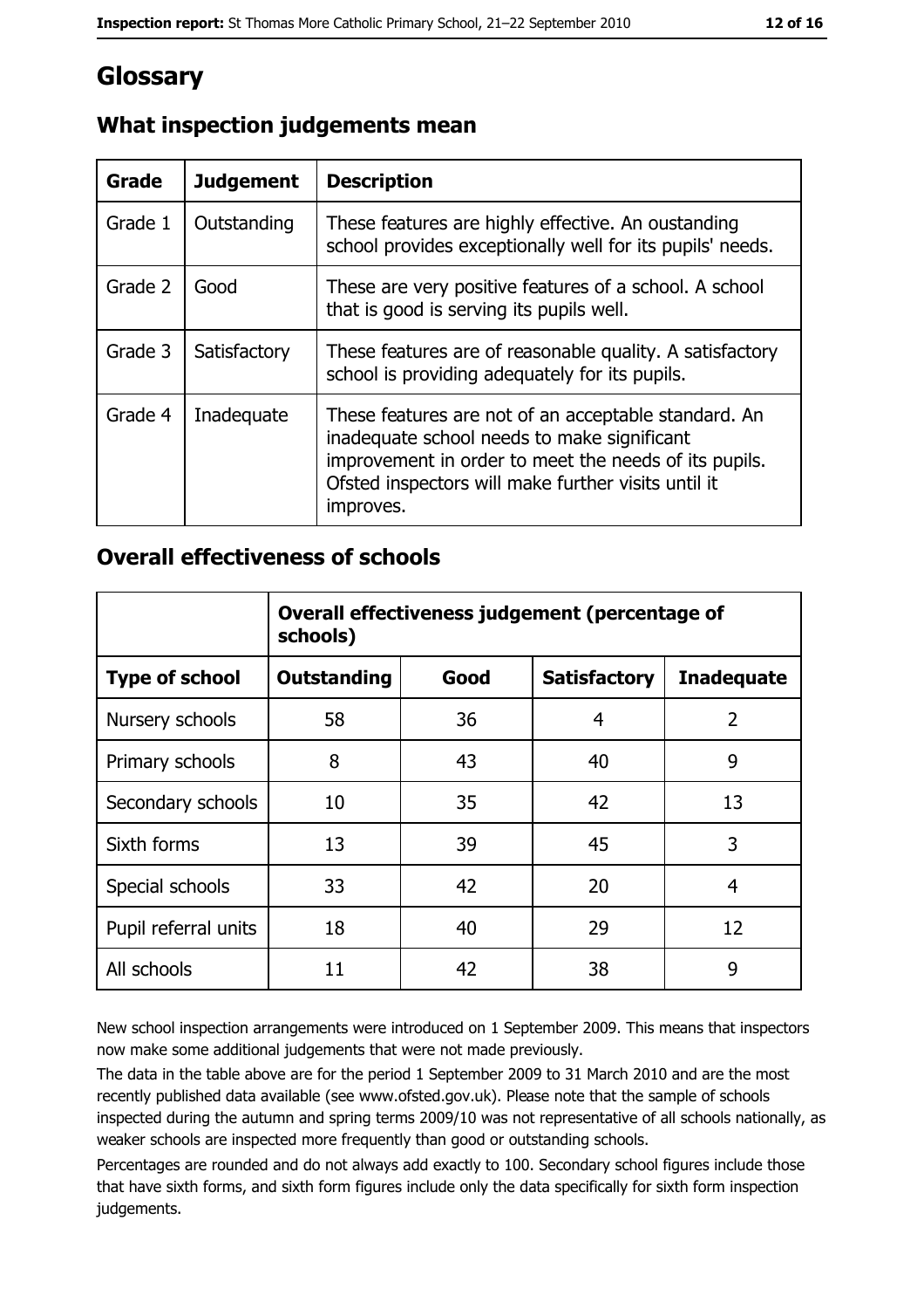# Glossary

## What inspection judgements mean

| Grade | Judgement | Description |
|---|---|---|
| Grade 1 | Outstanding | These features are highly effective. An oustanding school provides exceptionally well for its pupils' needs. |
| Grade 2 | Good | These are very positive features of a school. A school that is good is serving its pupils well. |
| Grade 3 | Satisfactory | These features are of reasonable quality. A satisfactory school is providing adequately for its pupils. |
| Grade 4 | Inadequate | These features are not of an acceptable standard. An inadequate school needs to make significant improvement in order to meet the needs of its pupils. Ofsted inspectors will make further visits until it improves. |

## Overall effectiveness of schools

| | Overall effectiveness judgement (percentage of schools) | | | |
|---|---|---|---|---|
| **Type of school** | **Outstanding** | **Good** | **Satisfactory** | **Inadequate** |
| Nursery schools | 58 | 36 | 4 | 2 |
| Primary schools | 8 | 43 | 40 | 9 |
| Secondary schools | 10 | 35 | 42 | 13 |
| Sixth forms | 13 | 39 | 45 | 3 |
| Special schools | 33 | 42 | 20 | 4 |
| Pupil referral units | 18 | 40 | 29 | 12 |
| All schools | 11 | 42 | 38 | 9 |

New school inspection arrangements were introduced on 1 September 2009. This means that inspectors now make some additional judgements that were not made previously.

The data in the table above are for the period 1 September 2009 to 31 March 2010 and are the most recently published data available (see www.ofsted.gov.uk). Please note that the sample of schools inspected during the autumn and spring terms 2009/10 was not representative of all schools nationally, as weaker schools are inspected more frequently than good or outstanding schools.

Percentages are rounded and do not always add exactly to 100. Secondary school figures include those that have sixth forms, and sixth form figures include only the data specifically for sixth form inspection judgements.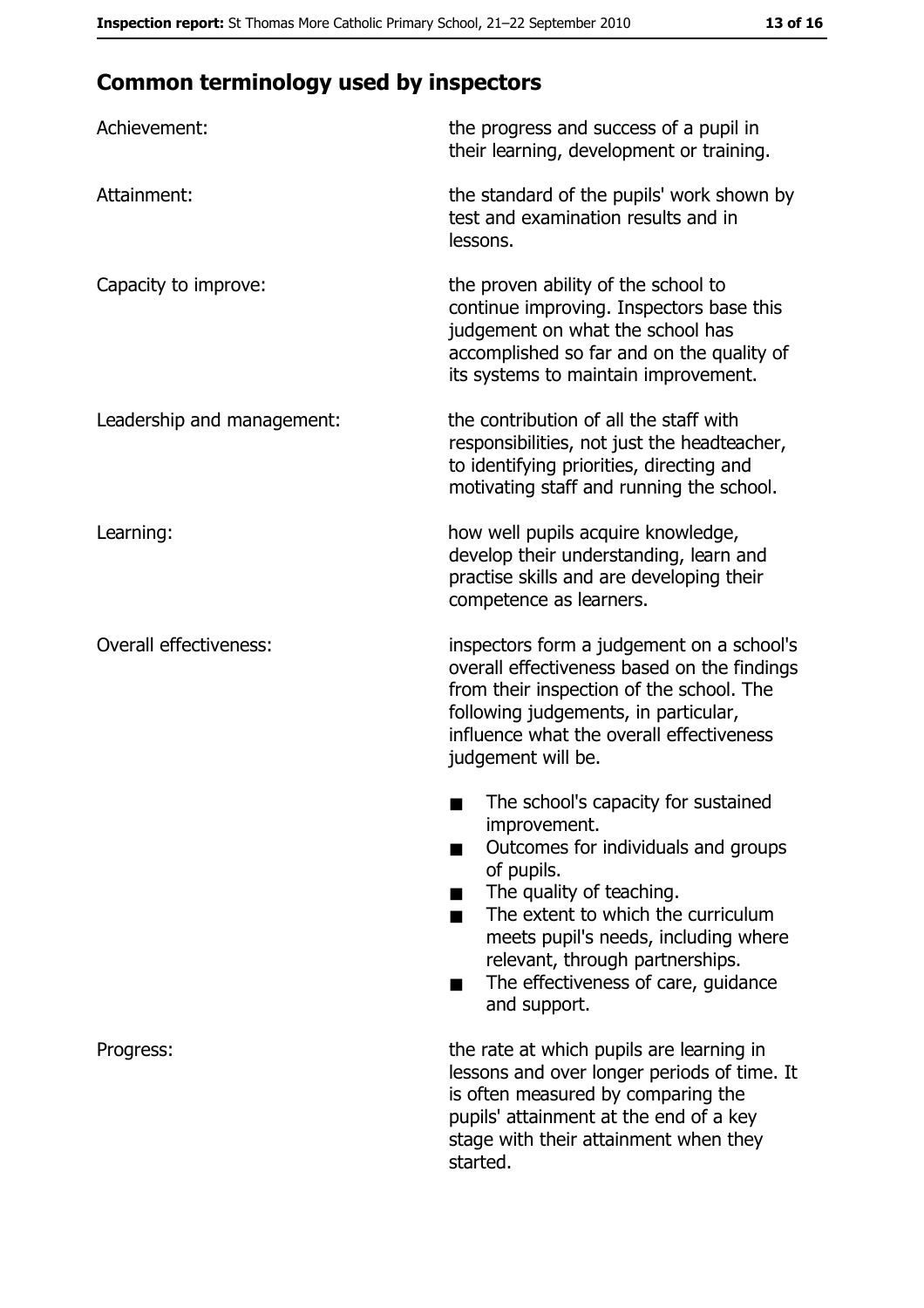## Common terminology used by inspectors

**Achievement:** the progress and success of a pupil in their learning, development or training.

**Attainment:** the standard of the pupils' work shown by test and examination results and in lessons.

**Capacity to improve:** the proven ability of the school to continue improving. Inspectors base this judgement on what the school has accomplished so far and on the quality of its systems to maintain improvement.

**Leadership and management:** the contribution of all the staff with responsibilities, not just the headteacher, to identifying priorities, directing and motivating staff and running the school.

**Learning:** how well pupils acquire knowledge, develop their understanding, learn and practise skills and are developing their competence as learners.

**Overall effectiveness:** inspectors form a judgement on a school's overall effectiveness based on the findings from their inspection of the school. The following judgements, in particular, influence what the overall effectiveness judgement will be.

- The school's capacity for sustained improvement.
- Outcomes for individuals and groups of pupils.
- The quality of teaching.
- The extent to which the curriculum meets pupil's needs, including where relevant, through partnerships.
- The effectiveness of care, guidance and support.

**Progress:** the rate at which pupils are learning in lessons and over longer periods of time. It is often measured by comparing the pupils' attainment at the end of a key stage with their attainment when they started.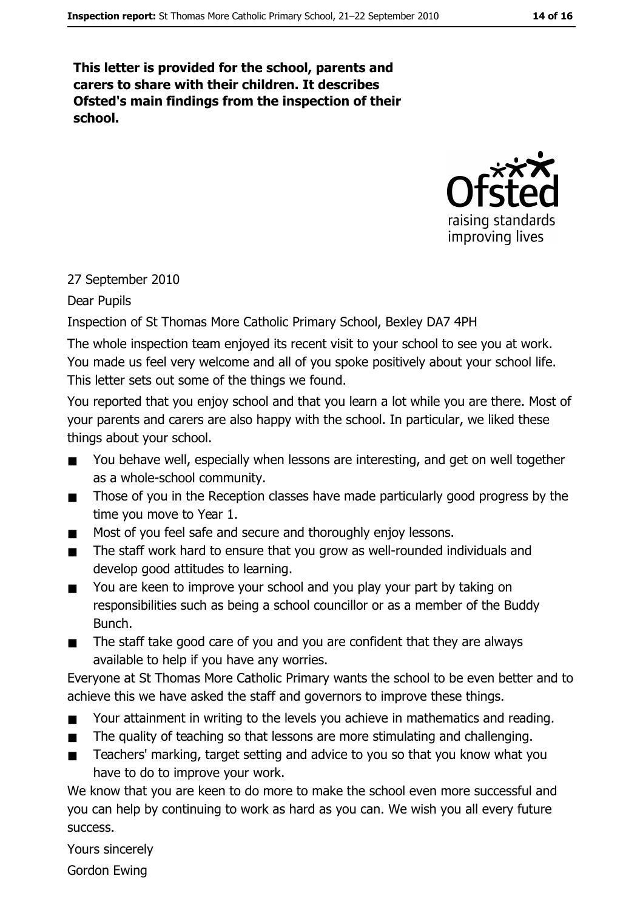**This letter is provided for the school, parents and carers to share with their children. It describes Ofsted's main findings from the inspection of their school.**

27 September 2010

Dear Pupils

Inspection of St Thomas More Catholic Primary School, Bexley DA7 4PH

The whole inspection team enjoyed its recent visit to your school to see you at work. You made us feel very welcome and all of you spoke positively about your school life. This letter sets out some of the things we found.

You reported that you enjoy school and that you learn a lot while you are there. Most of your parents and carers are also happy with the school. In particular, we liked these things about your school.

- You behave well, especially when lessons are interesting, and get on well together as a whole-school community.
- Those of you in the Reception classes have made particularly good progress by the time you move to Year 1.
- Most of you feel safe and secure and thoroughly enjoy lessons.
- The staff work hard to ensure that you grow as well-rounded individuals and develop good attitudes to learning.
- You are keen to improve your school and you play your part by taking on responsibilities such as being a school councillor or as a member of the Buddy Bunch.
- The staff take good care of you and you are confident that they are always available to help if you have any worries.

Everyone at St Thomas More Catholic Primary wants the school to be even better and to achieve this we have asked the staff and governors to improve these things.

- Your attainment in writing to the levels you achieve in mathematics and reading.
- The quality of teaching so that lessons are more stimulating and challenging.
- Teachers' marking, target setting and advice to you so that you know what you have to do to improve your work.

We know that you are keen to do more to make the school even more successful and you can help by continuing to work as hard as you can. We wish you all every future success.

Yours sincerely

Gordon Ewing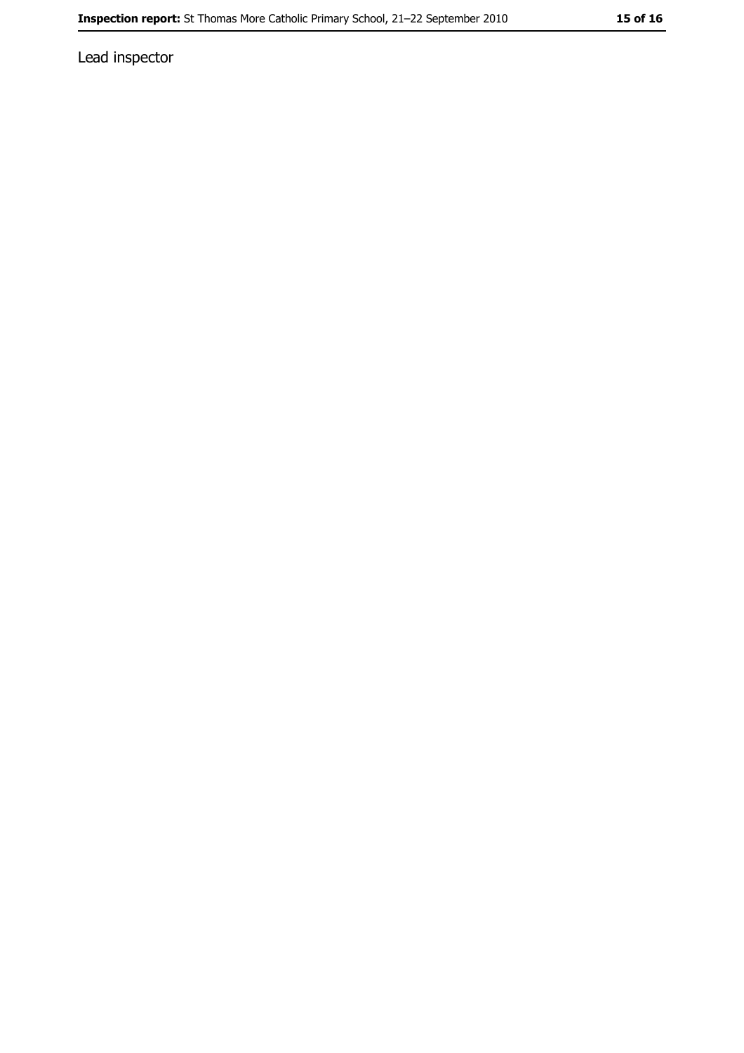Lead inspector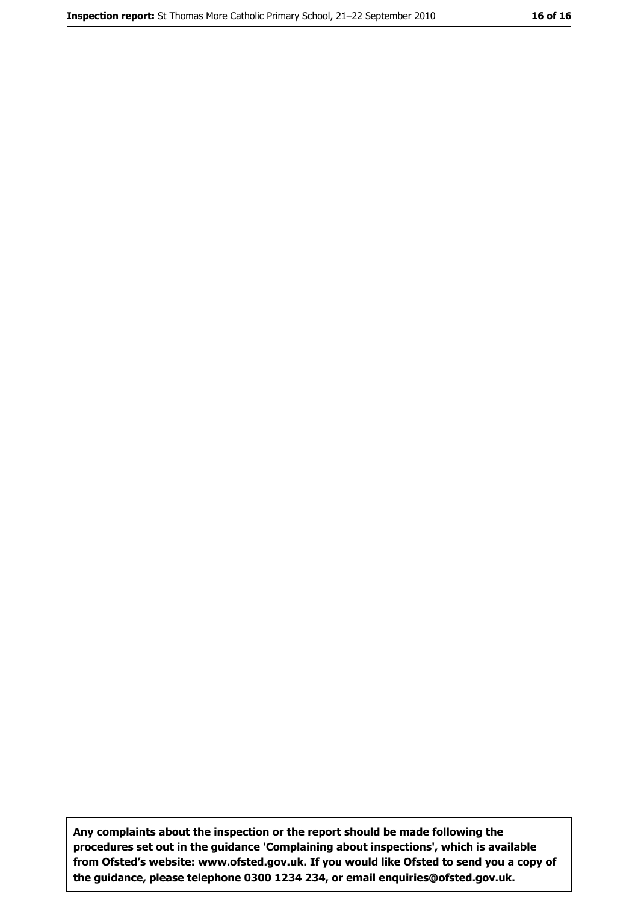**Any complaints about the inspection or the report should be made following the procedures set out in the guidance 'Complaining about inspections', which is available from Ofsted's website: www.ofsted.gov.uk. If you would like Ofsted to send you a copy of the guidance, please telephone 0300 1234 234, or email enquiries@ofsted.gov.uk.**